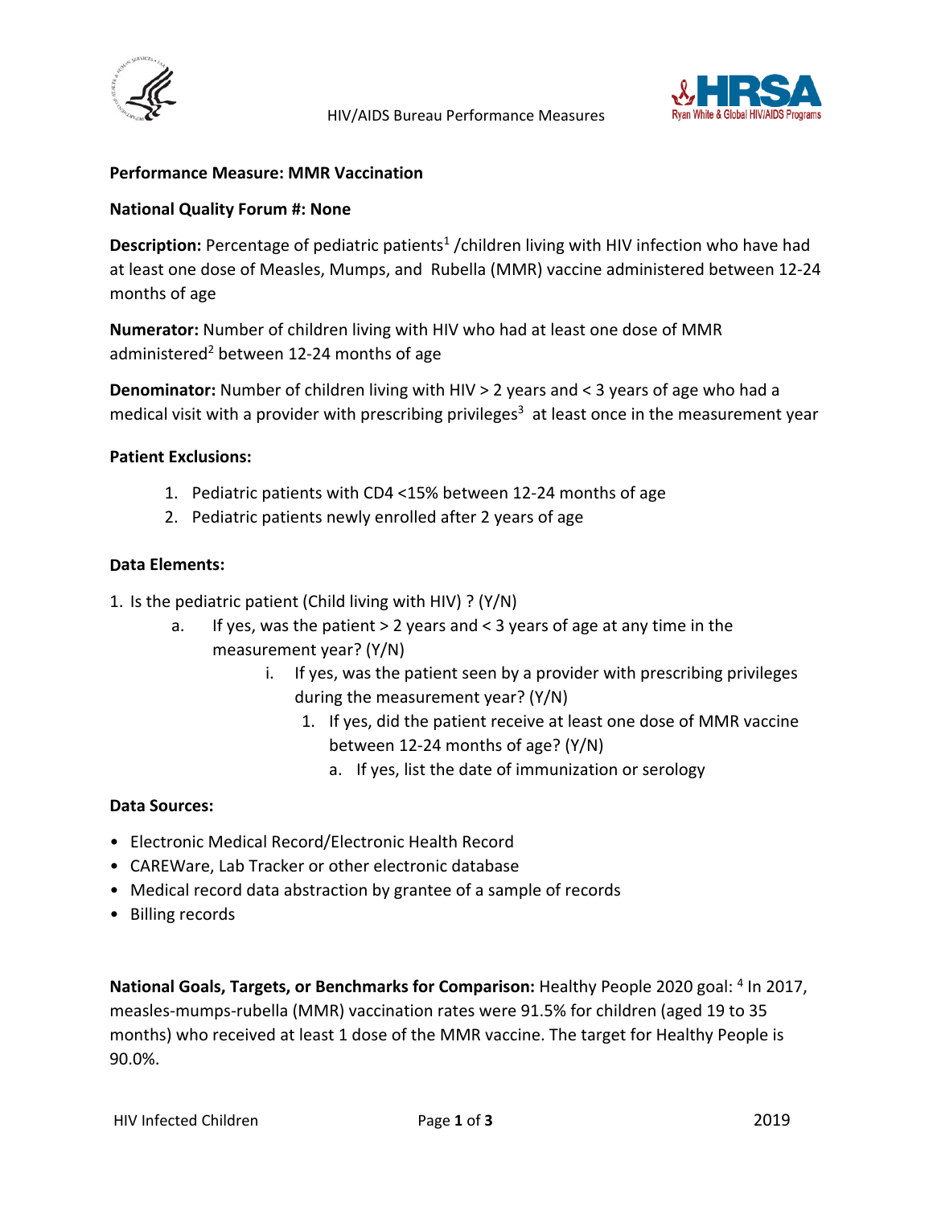**Performance Measure: MMR Vaccination**

**National Quality Forum #: None**

**Description:** Percentage of pediatric patients[1] /children living with HIV infection who have had at least one dose of Measles, Mumps, and Rubella (MMR) vaccine administered between 12-24 months of age

**Numerator:** Number of children living with HIV who had at least one dose of MMR administered[2] between 12-24 months of age

**Denominator:** Number of children living with HIV > 2 years and < 3 years of age who had a medical visit with a provider with prescribing privileges[3] at least once in the measurement year

**Patient Exclusions:**

1. Pediatric patients with CD4 <15% between 12-24 months of age
2. Pediatric patients newly enrolled after 2 years of age

**Data Elements:**

1. Is the pediatric patient (Child living with HIV) ? (Y/N)
   a. If yes, was the patient > 2 years and < 3 years of age at any time in the measurement year? (Y/N)
      i. If yes, was the patient seen by a provider with prescribing privileges during the measurement year? (Y/N)
         1. If yes, did the patient receive at least one dose of MMR vaccine between 12-24 months of age? (Y/N)
            a. If yes, list the date of immunization or serology

**Data Sources:**

- Electronic Medical Record/Electronic Health Record
- CAREWare, Lab Tracker or other electronic database
- Medical record data abstraction by grantee of a sample of records
- Billing records

**National Goals, Targets, or Benchmarks for Comparison:** Healthy People 2020 goal: [4] In 2017, measles-mumps-rubella (MMR) vaccination rates were 91.5% for children (aged 19 to 35 months) who received at least 1 dose of the MMR vaccine. The target for Healthy People is 90.0%.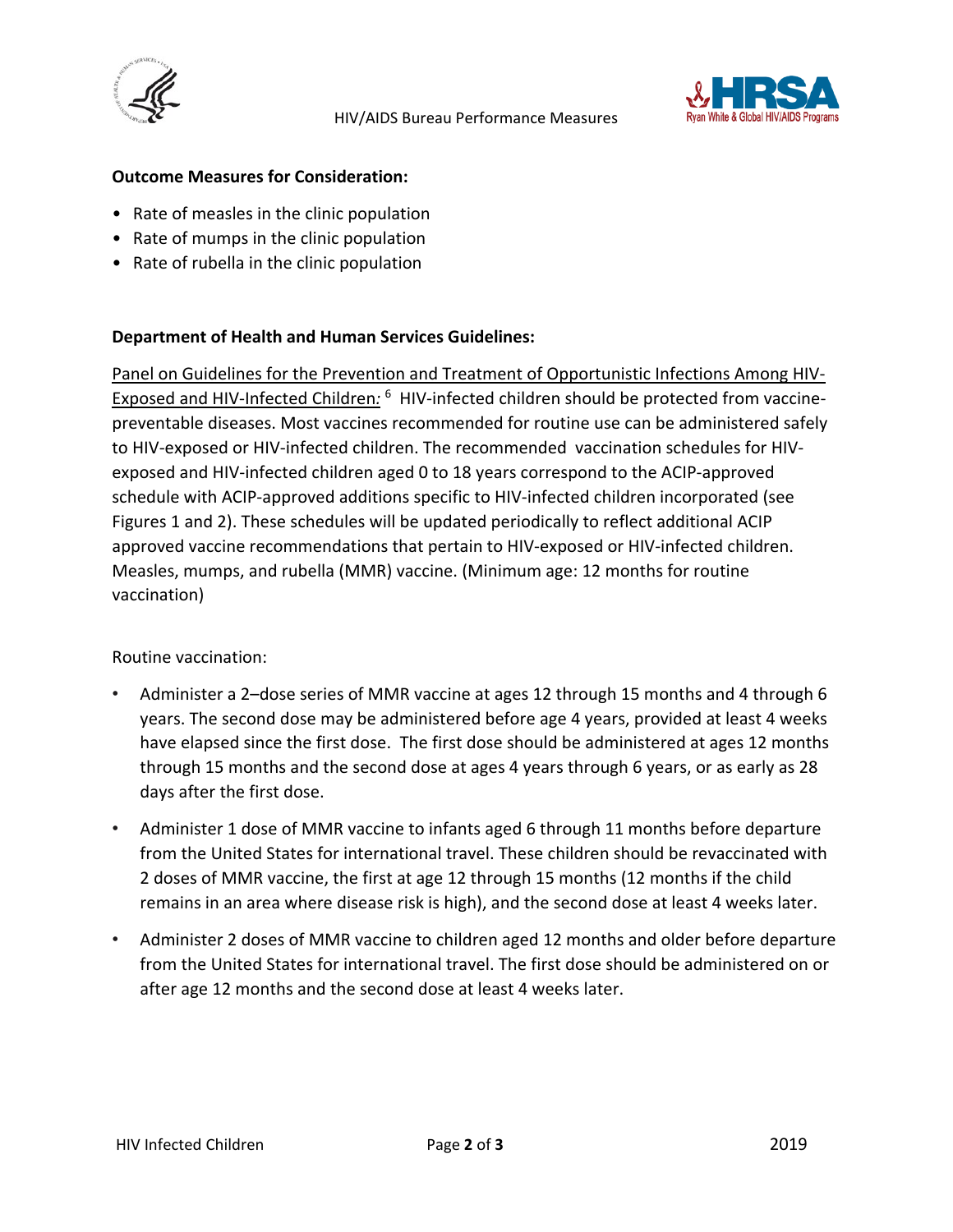**Outcome Measures for Consideration:**

- Rate of measles in the clinic population
- Rate of mumps in the clinic population
- Rate of rubella in the clinic population

**Department of Health and Human Services Guidelines:**

Panel on Guidelines for the Prevention and Treatment of Opportunistic Infections Among HIV-Exposed and HIV-Infected Children*:* [6] HIV-infected children should be protected from vaccine-preventable diseases. Most vaccines recommended for routine use can be administered safely to HIV-exposed or HIV-infected children. The recommended vaccination schedules for HIV-exposed and HIV-infected children aged 0 to 18 years correspond to the ACIP-approved schedule with ACIP-approved additions specific to HIV-infected children incorporated (see Figures 1 and 2). These schedules will be updated periodically to reflect additional ACIP approved vaccine recommendations that pertain to HIV-exposed or HIV-infected children. Measles, mumps, and rubella (MMR) vaccine. (Minimum age: 12 months for routine vaccination)

Routine vaccination:

- Administer a 2–dose series of MMR vaccine at ages 12 through 15 months and 4 through 6 years. The second dose may be administered before age 4 years, provided at least 4 weeks have elapsed since the first dose. The first dose should be administered at ages 12 months through 15 months and the second dose at ages 4 years through 6 years, or as early as 28 days after the first dose.
- Administer 1 dose of MMR vaccine to infants aged 6 through 11 months before departure from the United States for international travel. These children should be revaccinated with 2 doses of MMR vaccine, the first at age 12 through 15 months (12 months if the child remains in an area where disease risk is high), and the second dose at least 4 weeks later.
- Administer 2 doses of MMR vaccine to children aged 12 months and older before departure from the United States for international travel. The first dose should be administered on or after age 12 months and the second dose at least 4 weeks later.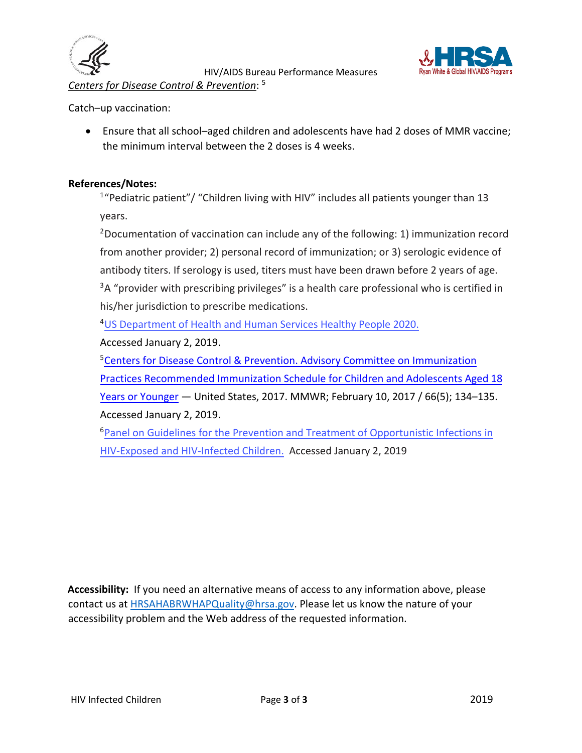*Centers for Disease Control & Prevention*: [5]

Catch–up vaccination:

- Ensure that all school–aged children and adolescents have had 2 doses of MMR vaccine; the minimum interval between the 2 doses is 4 weeks.

**References/Notes:**

[1]"Pediatric patient"/ "Children living with HIV" includes all patients younger than 13 years.

[2]Documentation of vaccination can include any of the following: 1) immunization record from another provider; 2) personal record of immunization; or 3) serologic evidence of antibody titers. If serology is used, titers must have been drawn before 2 years of age.

[3]A "provider with prescribing privileges" is a health care professional who is certified in his/her jurisdiction to prescribe medications.

[4]US Department of Health and Human Services Healthy People 2020. Accessed January 2, 2019.

[5]Centers for Disease Control & Prevention. Advisory Committee on Immunization Practices Recommended Immunization Schedule for Children and Adolescents Aged 18 Years or Younger — United States, 2017. MMWR; February 10, 2017 / 66(5); 134–135. Accessed January 2, 2019.

[6]Panel on Guidelines for the Prevention and Treatment of Opportunistic Infections in HIV-Exposed and HIV-Infected Children. Accessed January 2, 2019

**Accessibility:** If you need an alternative means of access to any information above, please contact us at HRSAHABRWHAPQuality@hrsa.gov. Please let us know the nature of your accessibility problem and the Web address of the requested information.